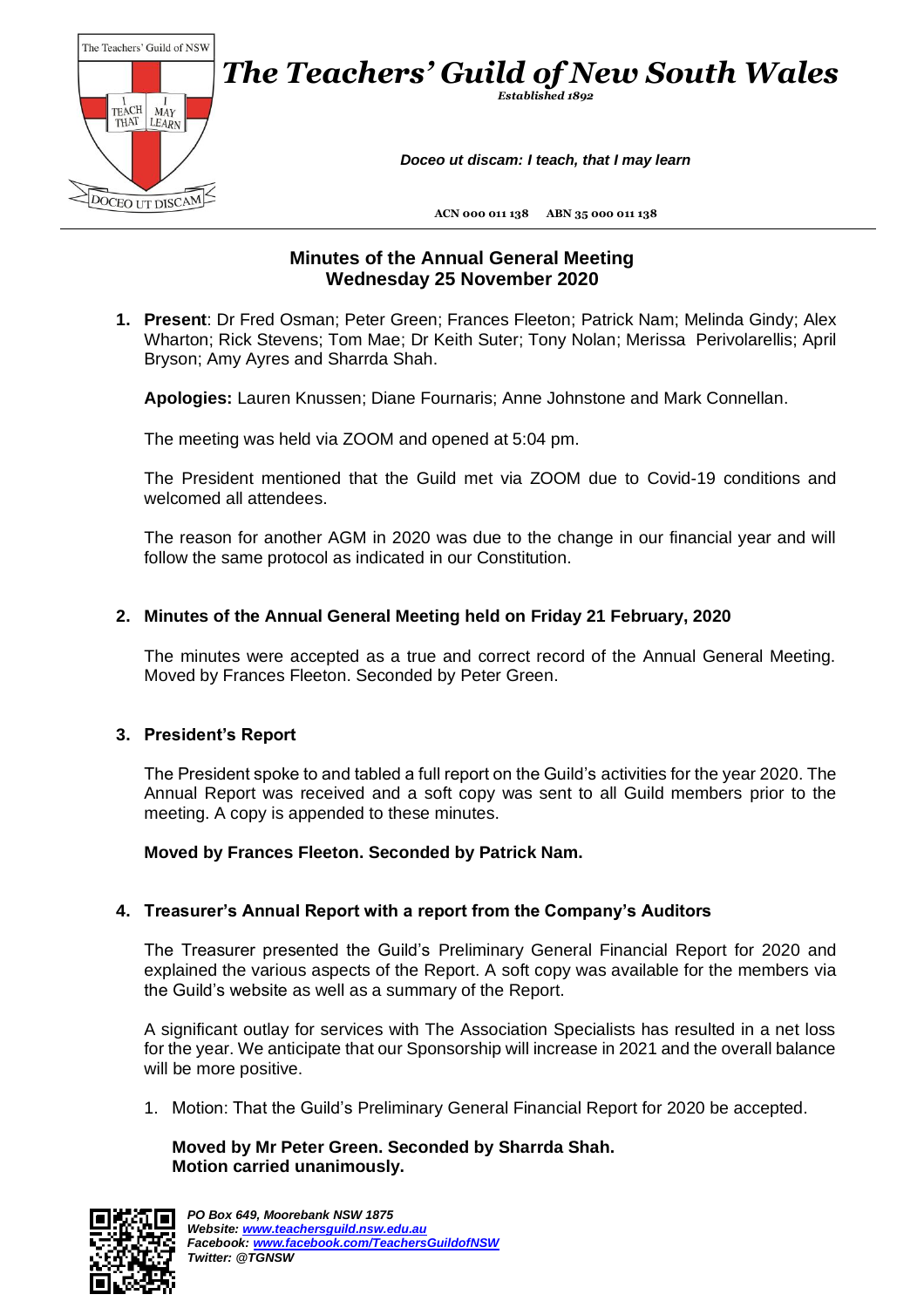# The Teachers' Guild of New South Wales

*Established 1892*

*Doceo ut discam: I teach, that I may learn*

ACN 000 011 138 ABN 35 000 011 138

## Minutes of the Annual General Meeting
## Wednesday 25 November 2020

1. **Present**: Dr Fred Osman; Peter Green; Frances Fleeton; Patrick Nam; Melinda Gindy; Alex Wharton; Rick Stevens; Tom Mae; Dr Keith Suter; Tony Nolan; Merissa Perivolarellis; April Bryson; Amy Ayres and Sharrda Shah.

   **Apologies:** Lauren Knussen; Diane Fournaris; Anne Johnstone and Mark Connellan.

   The meeting was held via ZOOM and opened at 5:04 pm.

   The President mentioned that the Guild met via ZOOM due to Covid-19 conditions and welcomed all attendees.

   The reason for another AGM in 2020 was due to the change in our financial year and will follow the same protocol as indicated in our Constitution.

2. **Minutes of the Annual General Meeting held on Friday 21 February, 2020**

   The minutes were accepted as a true and correct record of the Annual General Meeting. Moved by Frances Fleeton. Seconded by Peter Green.

3. **President's Report**

   The President spoke to and tabled a full report on the Guild's activities for the year 2020. The Annual Report was received and a soft copy was sent to all Guild members prior to the meeting. A copy is appended to these minutes.

   **Moved by Frances Fleeton. Seconded by Patrick Nam.**

4. **Treasurer's Annual Report with a report from the Company's Auditors**

   The Treasurer presented the Guild's Preliminary General Financial Report for 2020 and explained the various aspects of the Report. A soft copy was available for the members via the Guild's website as well as a summary of the Report.

   A significant outlay for services with The Association Specialists has resulted in a net loss for the year. We anticipate that our Sponsorship will increase in 2021 and the overall balance will be more positive.

   1. Motion: That the Guild's Preliminary General Financial Report for 2020 be accepted.

      **Moved by Mr Peter Green. Seconded by Sharrda Shah.**
      **Motion carried unanimously.**

*PO Box 649, Moorebank NSW 1875*
*Website: www.teachersguild.nsw.edu.au*
*Facebook: www.facebook.com/TeachersGuildofNSW*
*Twitter: @TGNSW*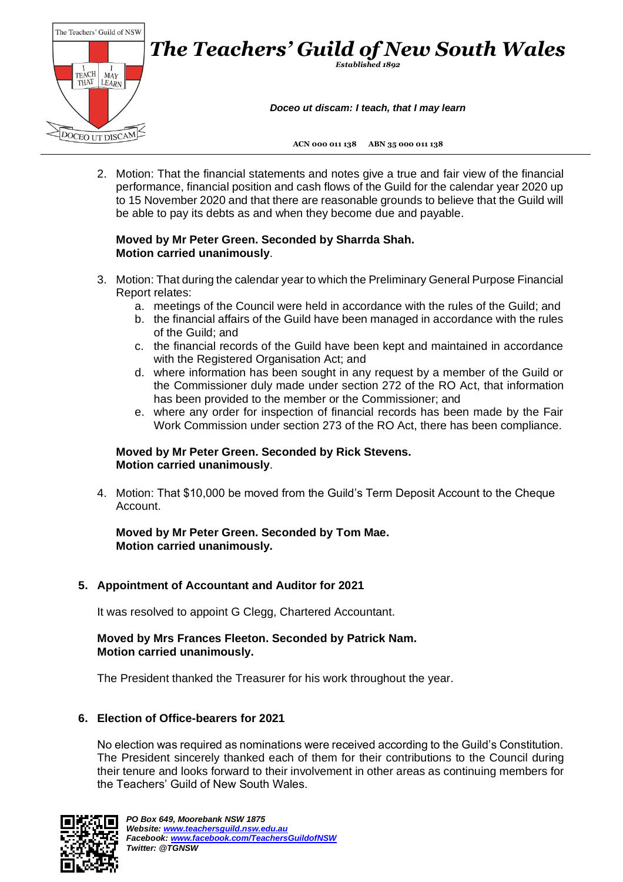2. Motion: That the financial statements and notes give a true and fair view of the financial performance, financial position and cash flows of the Guild for the calendar year 2020 up to 15 November 2020 and that there are reasonable grounds to believe that the Guild will be able to pay its debts as and when they become due and payable.

   **Moved by Mr Peter Green. Seconded by Sharrda Shah.**
   **Motion carried unanimously**.

3. Motion: That during the calendar year to which the Preliminary General Purpose Financial Report relates:
   a. meetings of the Council were held in accordance with the rules of the Guild; and
   b. the financial affairs of the Guild have been managed in accordance with the rules of the Guild; and
   c. the financial records of the Guild have been kept and maintained in accordance with the Registered Organisation Act; and
   d. where information has been sought in any request by a member of the Guild or the Commissioner duly made under section 272 of the RO Act, that information has been provided to the member or the Commissioner; and
   e. where any order for inspection of financial records has been made by the Fair Work Commission under section 273 of the RO Act, there has been compliance.

   **Moved by Mr Peter Green. Seconded by Rick Stevens.**
   **Motion carried unanimously**.

4. Motion: That $10,000 be moved from the Guild's Term Deposit Account to the Cheque Account.

   **Moved by Mr Peter Green. Seconded by Tom Mae.**
   **Motion carried unanimously.**

## 5. Appointment of Accountant and Auditor for 2021

It was resolved to appoint G Clegg, Chartered Accountant.

**Moved by Mrs Frances Fleeton. Seconded by Patrick Nam.**
**Motion carried unanimously.**

The President thanked the Treasurer for his work throughout the year.

## 6. Election of Office-bearers for 2021

No election was required as nominations were received according to the Guild's Constitution. The President sincerely thanked each of them for their contributions to the Council during their tenure and looks forward to their involvement in other areas as continuing members for the Teachers' Guild of New South Wales.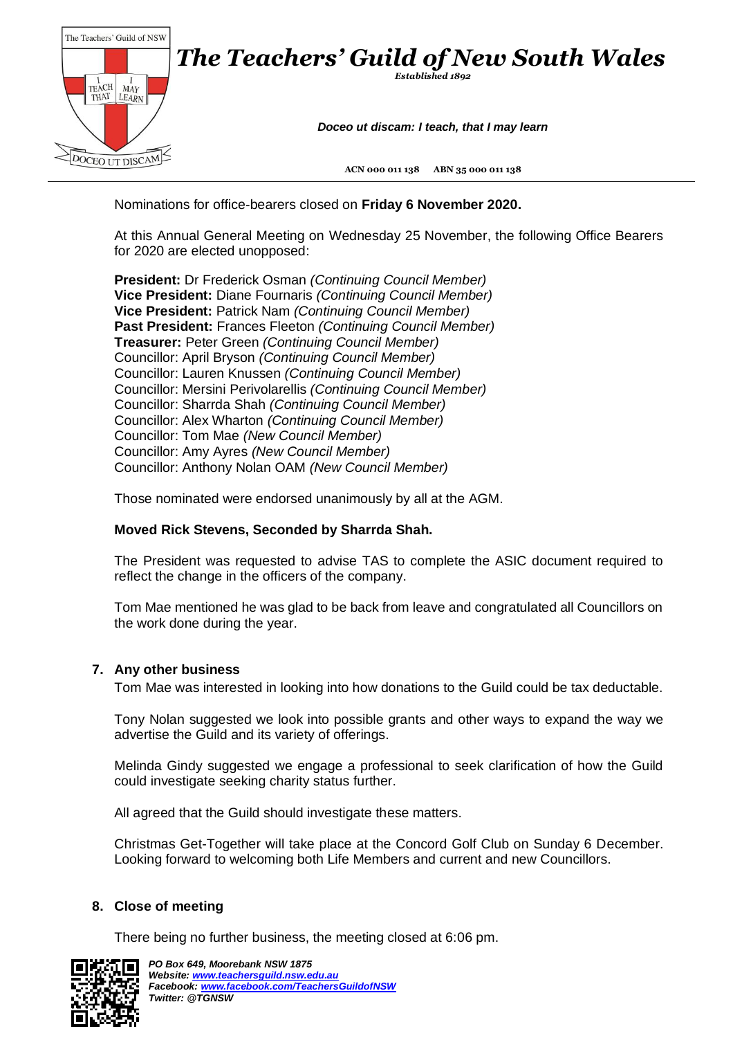Nominations for office-bearers closed on **Friday 6 November 2020.**

At this Annual General Meeting on Wednesday 25 November, the following Office Bearers for 2020 are elected unopposed:

**President:** Dr Frederick Osman *(Continuing Council Member)*
**Vice President:** Diane Fournaris *(Continuing Council Member)*
**Vice President:** Patrick Nam *(Continuing Council Member)*
**Past President:** Frances Fleeton *(Continuing Council Member)*
**Treasurer:** Peter Green *(Continuing Council Member)*
Councillor: April Bryson *(Continuing Council Member)*
Councillor: Lauren Knussen *(Continuing Council Member)*
Councillor: Mersini Perivolarellis *(Continuing Council Member)*
Councillor: Sharrda Shah *(Continuing Council Member)*
Councillor: Alex Wharton *(Continuing Council Member)*
Councillor: Tom Mae *(New Council Member)*
Councillor: Amy Ayres *(New Council Member)*
Councillor: Anthony Nolan OAM *(New Council Member)*

Those nominated were endorsed unanimously by all at the AGM.

**Moved Rick Stevens, Seconded by Sharrda Shah.**

The President was requested to advise TAS to complete the ASIC document required to reflect the change in the officers of the company.

Tom Mae mentioned he was glad to be back from leave and congratulated all Councillors on the work done during the year.

## 7. Any other business

Tom Mae was interested in looking into how donations to the Guild could be tax deductable.

Tony Nolan suggested we look into possible grants and other ways to expand the way we advertise the Guild and its variety of offerings.

Melinda Gindy suggested we engage a professional to seek clarification of how the Guild could investigate seeking charity status further.

All agreed that the Guild should investigate these matters.

Christmas Get-Together will take place at the Concord Golf Club on Sunday 6 December. Looking forward to welcoming both Life Members and current and new Councillors.

## 8. Close of meeting

There being no further business, the meeting closed at 6:06 pm.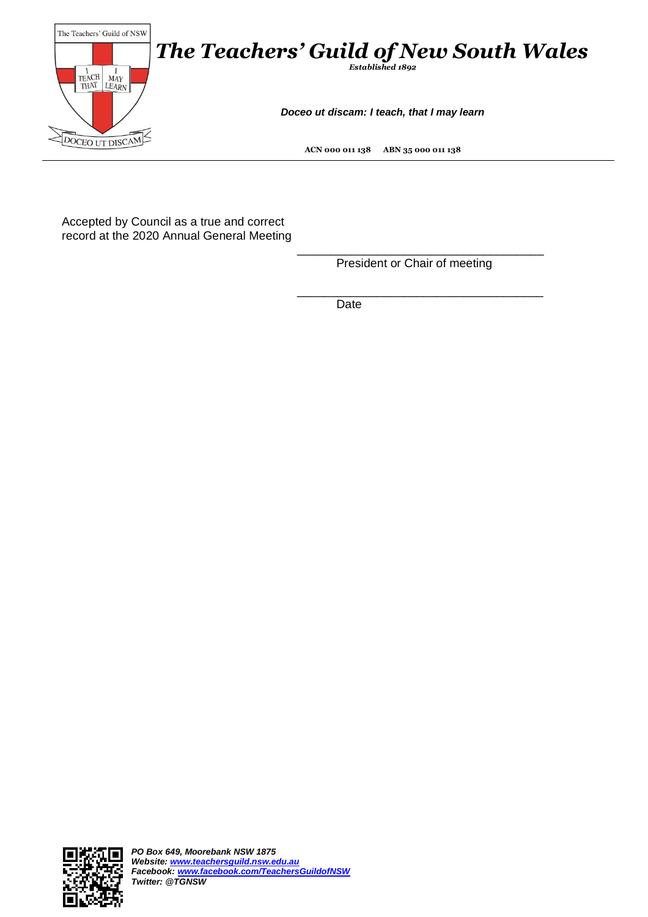The Teachers' Guild of NSW

TEACH THAT I MAY LEARN

DOCEO UT DISCAM

# *The Teachers' Guild of New South Wales*

***Established 1892***

***Doceo ut discam: I teach, that I may learn***

**ACN 000 011 138 ABN 35 000 011 138**

Accepted by Council as a true and correct record at the 2020 Annual General Meeting

\_\_\_\_\_\_\_\_\_\_\_\_\_\_\_\_\_\_\_\_\_\_\_\_\_\_\_\_\_\_\_\_\_\_\_\_\_\_
President or Chair of meeting

\_\_\_\_\_\_\_\_\_\_\_\_\_\_\_\_\_\_\_\_\_\_\_\_\_\_\_\_\_\_\_\_\_\_\_\_\_\_
Date

***PO Box 649, Moorebank NSW 1875***
***Website: www.teachersguild.nsw.edu.au***
***Facebook: www.facebook.com/TeachersGuildofNSW***
***Twitter: @TGNSW***